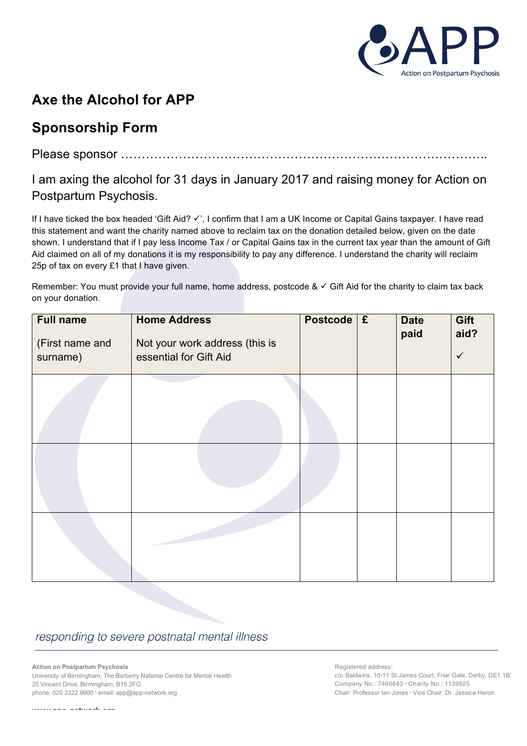# Axe the Alcohol for APP

## Sponsorship Form

Please sponsor ……………………………………………………………………………..

I am axing the alcohol for 31 days in January 2017 and raising money for Action on Postpartum Psychosis.

If I have ticked the box headed 'Gift Aid? ✓', I confirm that I am a UK Income or Capital Gains taxpayer. I have read this statement and want the charity named above to reclaim tax on the donation detailed below, given on the date shown. I understand that if I pay less Income Tax / or Capital Gains tax in the current tax year than the amount of Gift Aid claimed on all of my donations it is my responsibility to pay any difference. I understand the charity will reclaim 25p of tax on every £1 that I have given.

Remember: You must provide your full name, home address, postcode & ✓ Gift Aid for the charity to claim tax back on your donation.

| **Full name**<br>(First name and surname) | **Home Address**<br>Not your work address (this is essential for Gift Aid | **Postcode** | **£** | **Date paid** | **Gift aid?**<br>✓ |
|---|---|---|---|---|---|
| | | | | | |
| | | | | | |
| | | | | | |

*responding to severe postnatal mental illness*

**Action on Postpartum Psychosis**
University of Birmingham, The Barberry National Centre for Mental Health
25 Vincent Drive, Birmingham, B15 2FG
phone: 020 3322 9900 · email: app@app-network.org

Registered address:
c/o Baldwins, 10-11 St James Court, Friar Gate, Derby, DE1 1B
Company No.: 7466643 · Charity No.: 1139925
Chair: Professor Ian Jones · Vice Chair: Dr. Jessica Heron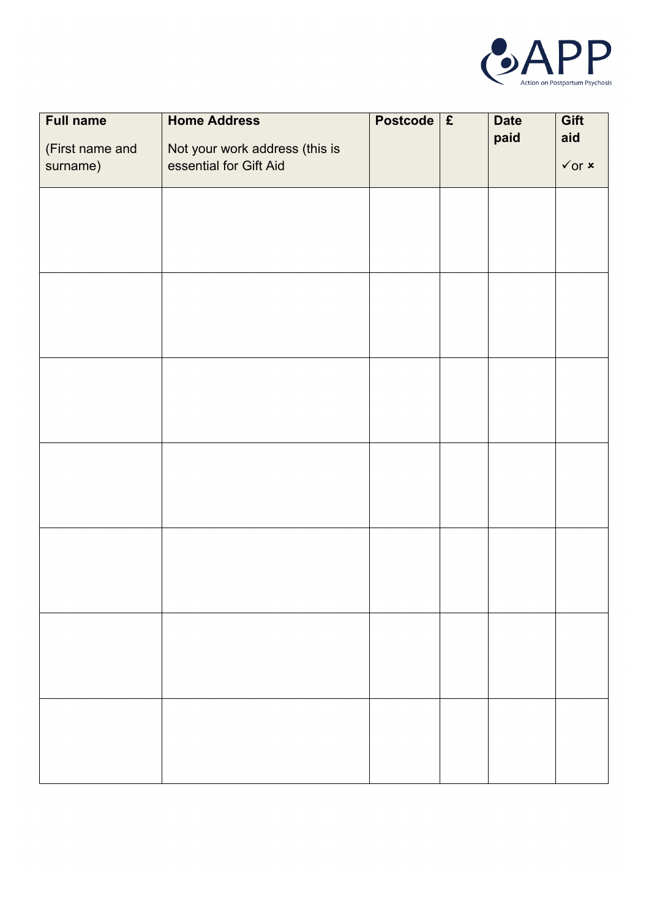APP
Action on Postpartum Psychosis

| **Full name** (First name and surname) | **Home Address** Not your work address (this is essential for Gift Aid) | **Postcode** | **£** | **Date paid** | **Gift aid** ✓or × |
| --- | --- | --- | --- | --- | --- |
| | | | | | |
| | | | | | |
| | | | | | |
| | | | | | |
| | | | | | |
| | | | | | |
| | | | | | |